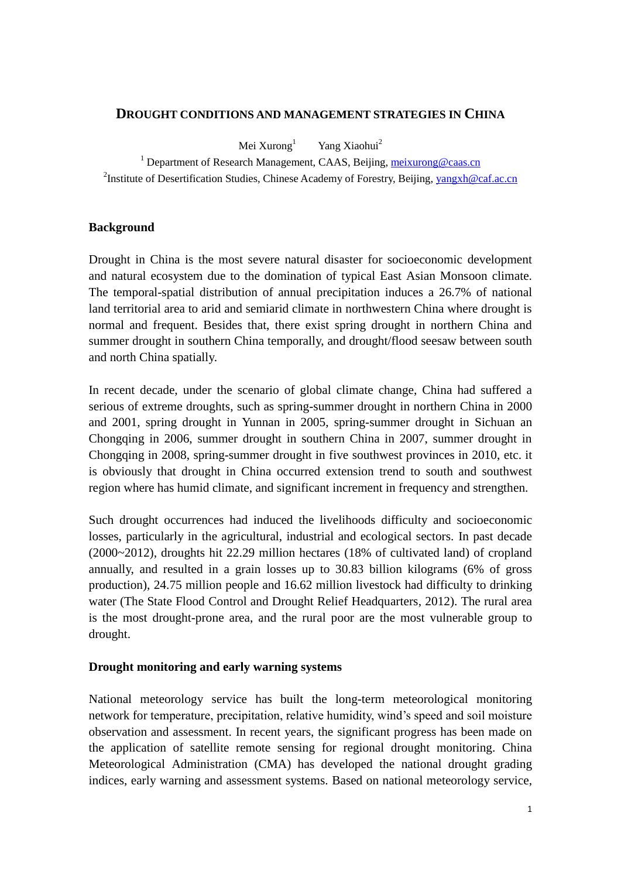# DROUGHT CONDITIONS AND MANAGEMENT STRATEGIES IN CHINA

Mei Xurong[1] Yang Xiaohui[2]

[1] Department of Research Management, CAAS, Beijing, meixurong@caas.cn

[2] Institute of Desertification Studies, Chinese Academy of Forestry, Beijing, yangxh@caf.ac.cn

## Background

Drought in China is the most severe natural disaster for socioeconomic development and natural ecosystem due to the domination of typical East Asian Monsoon climate. The temporal-spatial distribution of annual precipitation induces a 26.7% of national land territorial area to arid and semiarid climate in northwestern China where drought is normal and frequent. Besides that, there exist spring drought in northern China and summer drought in southern China temporally, and drought/flood seesaw between south and north China spatially.

In recent decade, under the scenario of global climate change, China had suffered a serious of extreme droughts, such as spring-summer drought in northern China in 2000 and 2001, spring drought in Yunnan in 2005, spring-summer drought in Sichuan an Chongqing in 2006, summer drought in southern China in 2007, summer drought in Chongqing in 2008, spring-summer drought in five southwest provinces in 2010, etc. it is obviously that drought in China occurred extension trend to south and southwest region where has humid climate, and significant increment in frequency and strengthen.

Such drought occurrences had induced the livelihoods difficulty and socioeconomic losses, particularly in the agricultural, industrial and ecological sectors. In past decade (2000~2012), droughts hit 22.29 million hectares (18% of cultivated land) of cropland annually, and resulted in a grain losses up to 30.83 billion kilograms (6% of gross production), 24.75 million people and 16.62 million livestock had difficulty to drinking water (The State Flood Control and Drought Relief Headquarters, 2012). The rural area is the most drought-prone area, and the rural poor are the most vulnerable group to drought.

## Drought monitoring and early warning systems

National meteorology service has built the long-term meteorological monitoring network for temperature, precipitation, relative humidity, wind's speed and soil moisture observation and assessment. In recent years, the significant progress has been made on the application of satellite remote sensing for regional drought monitoring. China Meteorological Administration (CMA) has developed the national drought grading indices, early warning and assessment systems. Based on national meteorology service,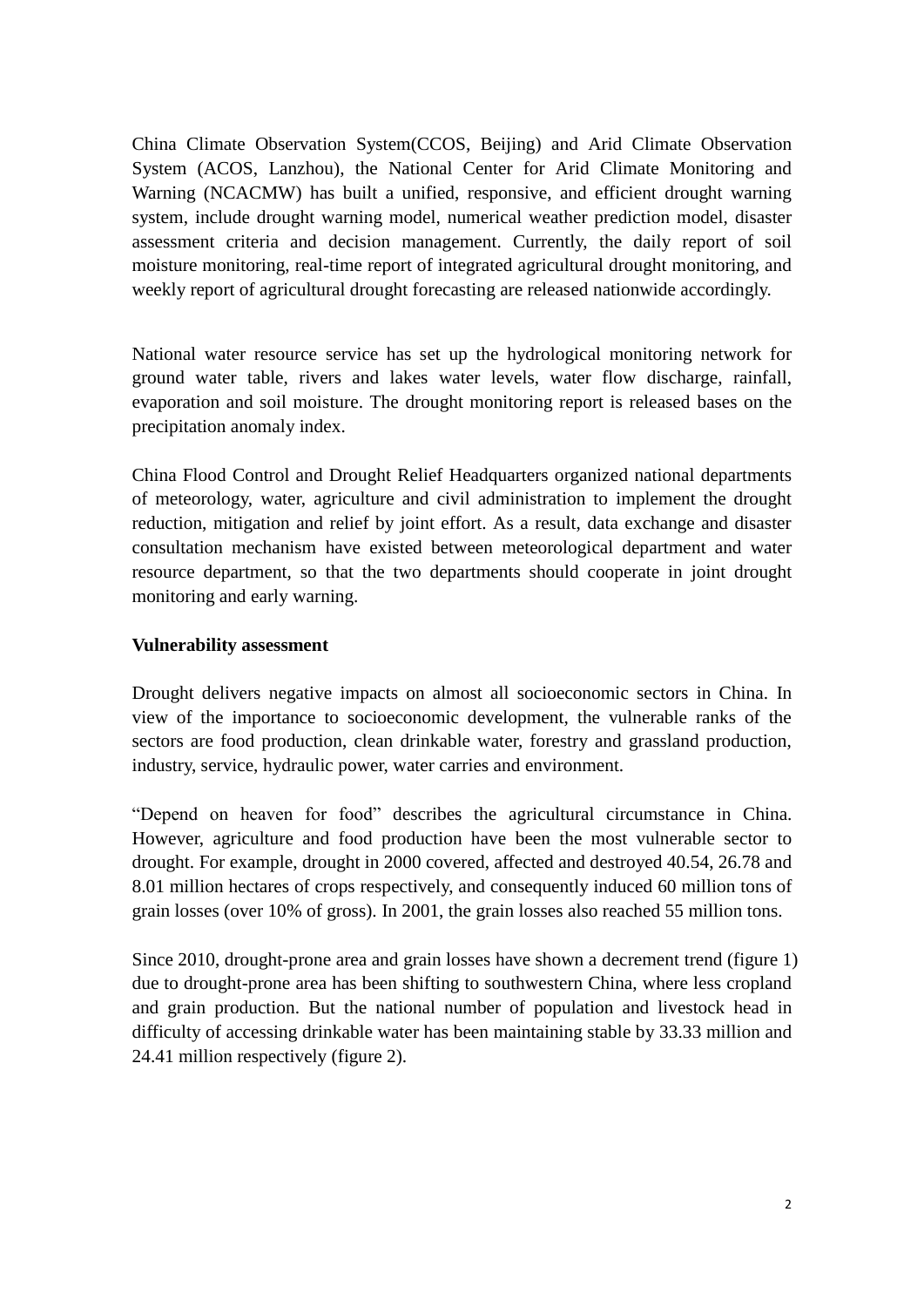China Climate Observation System(CCOS, Beijing) and Arid Climate Observation System (ACOS, Lanzhou), the National Center for Arid Climate Monitoring and Warning (NCACMW) has built a unified, responsive, and efficient drought warning system, include drought warning model, numerical weather prediction model, disaster assessment criteria and decision management. Currently, the daily report of soil moisture monitoring, real-time report of integrated agricultural drought monitoring, and weekly report of agricultural drought forecasting are released nationwide accordingly.

National water resource service has set up the hydrological monitoring network for ground water table, rivers and lakes water levels, water flow discharge, rainfall, evaporation and soil moisture. The drought monitoring report is released bases on the precipitation anomaly index.

China Flood Control and Drought Relief Headquarters organized national departments of meteorology, water, agriculture and civil administration to implement the drought reduction, mitigation and relief by joint effort. As a result, data exchange and disaster consultation mechanism have existed between meteorological department and water resource department, so that the two departments should cooperate in joint drought monitoring and early warning.

**Vulnerability assessment**

Drought delivers negative impacts on almost all socioeconomic sectors in China. In view of the importance to socioeconomic development, the vulnerable ranks of the sectors are food production, clean drinkable water, forestry and grassland production, industry, service, hydraulic power, water carries and environment.

"Depend on heaven for food" describes the agricultural circumstance in China. However, agriculture and food production have been the most vulnerable sector to drought. For example, drought in 2000 covered, affected and destroyed 40.54, 26.78 and 8.01 million hectares of crops respectively, and consequently induced 60 million tons of grain losses (over 10% of gross). In 2001, the grain losses also reached 55 million tons.

Since 2010, drought-prone area and grain losses have shown a decrement trend (figure 1) due to drought-prone area has been shifting to southwestern China, where less cropland and grain production. But the national number of population and livestock head in difficulty of accessing drinkable water has been maintaining stable by 33.33 million and 24.41 million respectively (figure 2).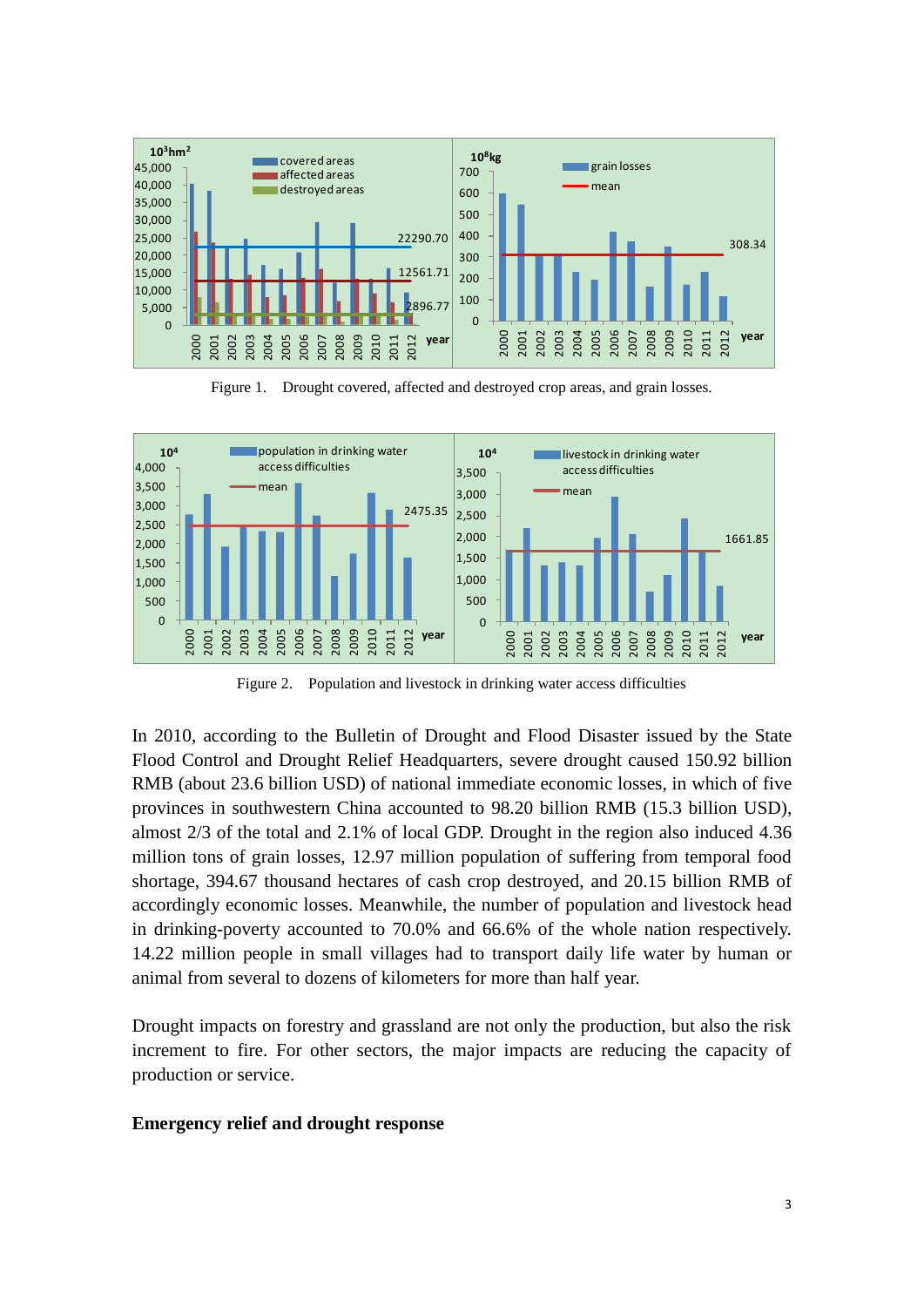Figure 1. Drought covered, affected and destroyed crop areas, and grain losses.

Figure 2. Population and livestock in drinking water access difficulties

In 2010, according to the Bulletin of Drought and Flood Disaster issued by the State Flood Control and Drought Relief Headquarters, severe drought caused 150.92 billion RMB (about 23.6 billion USD) of national immediate economic losses, in which of five provinces in southwestern China accounted to 98.20 billion RMB (15.3 billion USD), almost 2/3 of the total and 2.1% of local GDP. Drought in the region also induced 4.36 million tons of grain losses, 12.97 million population of suffering from temporal food shortage, 394.67 thousand hectares of cash crop destroyed, and 20.15 billion RMB of accordingly economic losses. Meanwhile, the number of population and livestock head in drinking-poverty accounted to 70.0% and 66.6% of the whole nation respectively. 14.22 million people in small villages had to transport daily life water by human or animal from several to dozens of kilometers for more than half year.

Drought impacts on forestry and grassland are not only the production, but also the risk increment to fire. For other sectors, the major impacts are reducing the capacity of production or service.

**Emergency relief and drought response**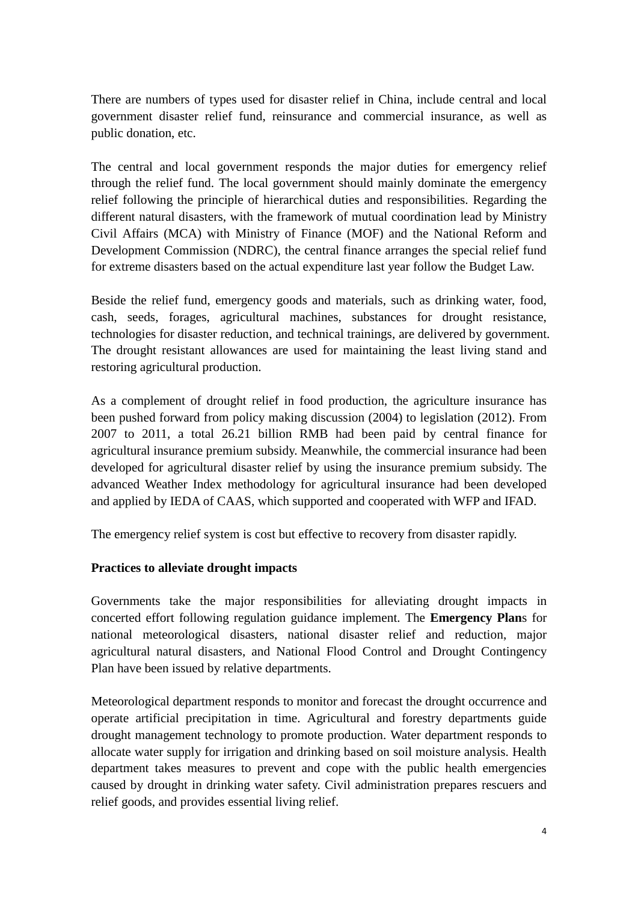There are numbers of types used for disaster relief in China, include central and local government disaster relief fund, reinsurance and commercial insurance, as well as public donation, etc.

The central and local government responds the major duties for emergency relief through the relief fund. The local government should mainly dominate the emergency relief following the principle of hierarchical duties and responsibilities. Regarding the different natural disasters, with the framework of mutual coordination lead by Ministry Civil Affairs (MCA) with Ministry of Finance (MOF) and the National Reform and Development Commission (NDRC), the central finance arranges the special relief fund for extreme disasters based on the actual expenditure last year follow the Budget Law.

Beside the relief fund, emergency goods and materials, such as drinking water, food, cash, seeds, forages, agricultural machines, substances for drought resistance, technologies for disaster reduction, and technical trainings, are delivered by government. The drought resistant allowances are used for maintaining the least living stand and restoring agricultural production.

As a complement of drought relief in food production, the agriculture insurance has been pushed forward from policy making discussion (2004) to legislation (2012). From 2007 to 2011, a total 26.21 billion RMB had been paid by central finance for agricultural insurance premium subsidy. Meanwhile, the commercial insurance had been developed for agricultural disaster relief by using the insurance premium subsidy. The advanced Weather Index methodology for agricultural insurance had been developed and applied by IEDA of CAAS, which supported and cooperated with WFP and IFAD.

The emergency relief system is cost but effective to recovery from disaster rapidly.

**Practices to alleviate drought impacts**

Governments take the major responsibilities for alleviating drought impacts in concerted effort following regulation guidance implement. The **Emergency Plan**s for national meteorological disasters, national disaster relief and reduction, major agricultural natural disasters, and National Flood Control and Drought Contingency Plan have been issued by relative departments.

Meteorological department responds to monitor and forecast the drought occurrence and operate artificial precipitation in time. Agricultural and forestry departments guide drought management technology to promote production. Water department responds to allocate water supply for irrigation and drinking based on soil moisture analysis. Health department takes measures to prevent and cope with the public health emergencies caused by drought in drinking water safety. Civil administration prepares rescuers and relief goods, and provides essential living relief.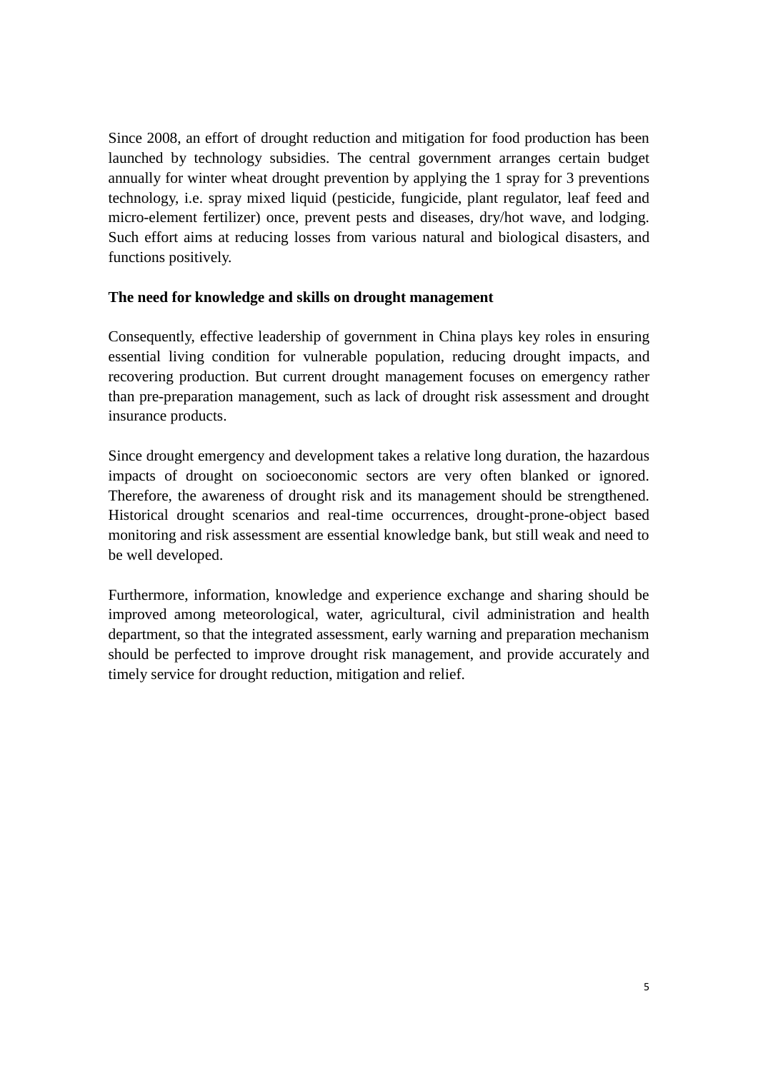Since 2008, an effort of drought reduction and mitigation for food production has been launched by technology subsidies. The central government arranges certain budget annually for winter wheat drought prevention by applying the 1 spray for 3 preventions technology, i.e. spray mixed liquid (pesticide, fungicide, plant regulator, leaf feed and micro-element fertilizer) once, prevent pests and diseases, dry/hot wave, and lodging. Such effort aims at reducing losses from various natural and biological disasters, and functions positively.

**The need for knowledge and skills on drought management**

Consequently, effective leadership of government in China plays key roles in ensuring essential living condition for vulnerable population, reducing drought impacts, and recovering production. But current drought management focuses on emergency rather than pre-preparation management, such as lack of drought risk assessment and drought insurance products.

Since drought emergency and development takes a relative long duration, the hazardous impacts of drought on socioeconomic sectors are very often blanked or ignored. Therefore, the awareness of drought risk and its management should be strengthened. Historical drought scenarios and real-time occurrences, drought-prone-object based monitoring and risk assessment are essential knowledge bank, but still weak and need to be well developed.

Furthermore, information, knowledge and experience exchange and sharing should be improved among meteorological, water, agricultural, civil administration and health department, so that the integrated assessment, early warning and preparation mechanism should be perfected to improve drought risk management, and provide accurately and timely service for drought reduction, mitigation and relief.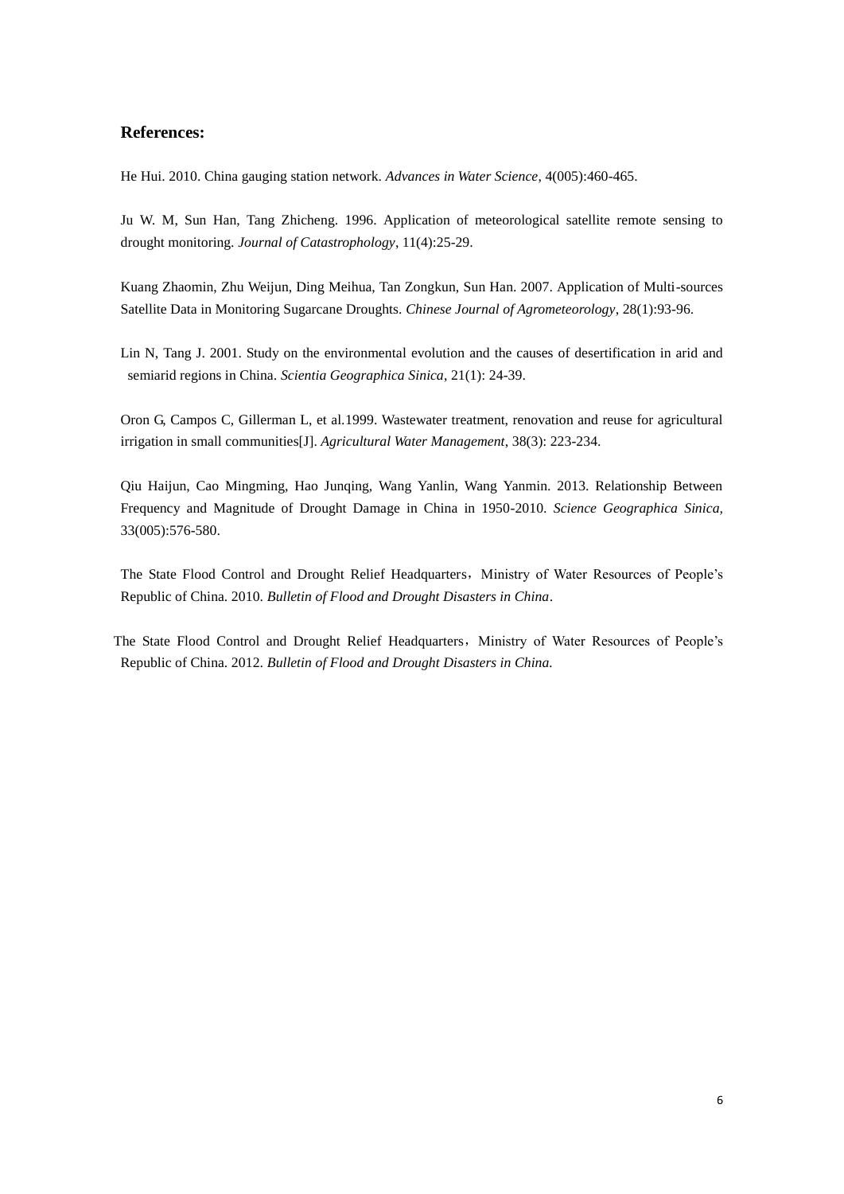## References:

He Hui. 2010. China gauging station network. *Advances in Water Science*, 4(005):460-465.

Ju W. M, Sun Han, Tang Zhicheng. 1996. Application of meteorological satellite remote sensing to drought monitoring. *Journal of Catastrophology*, 11(4):25-29.

Kuang Zhaomin, Zhu Weijun, Ding Meihua, Tan Zongkun, Sun Han. 2007. Application of Multi-sources Satellite Data in Monitoring Sugarcane Droughts. *Chinese Journal of Agrometeorology*, 28(1):93-96.

Lin N, Tang J. 2001. Study on the environmental evolution and the causes of desertification in arid and semiarid regions in China. *Scientia Geographica Sinica*, 21(1): 24-39.

Oron G, Campos C, Gillerman L, et al.1999. Wastewater treatment, renovation and reuse for agricultural irrigation in small communities[J]. *Agricultural Water Management*, 38(3): 223-234.

Qiu Haijun, Cao Mingming, Hao Junqing, Wang Yanlin, Wang Yanmin. 2013. Relationship Between Frequency and Magnitude of Drought Damage in China in 1950-2010. *Science Geographica Sinica*, 33(005):576-580.

The State Flood Control and Drought Relief Headquarters，Ministry of Water Resources of People's Republic of China. 2010. *Bulletin of Flood and Drought Disasters in China*.

The State Flood Control and Drought Relief Headquarters，Ministry of Water Resources of People's Republic of China. 2012. *Bulletin of Flood and Drought Disasters in China.*